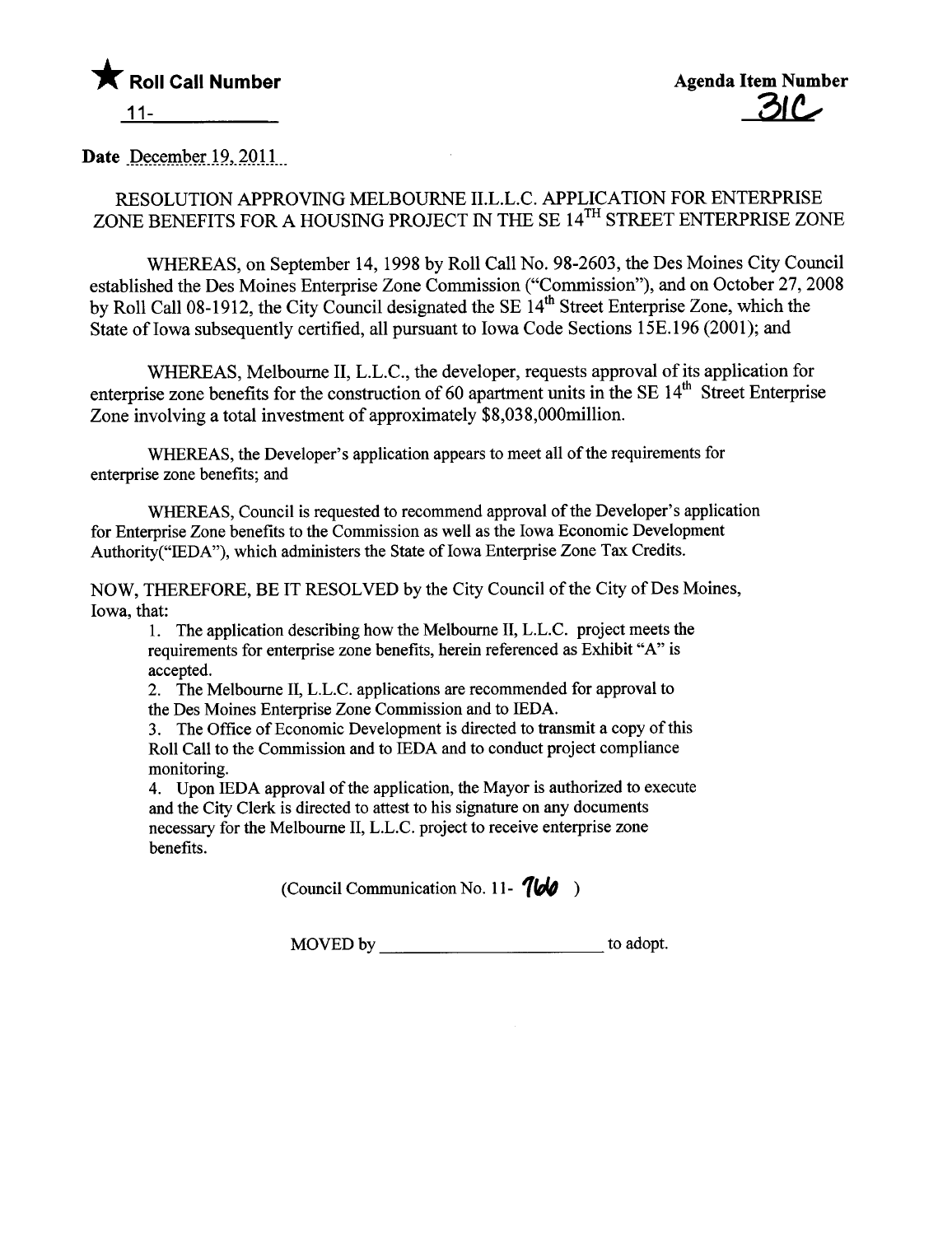★ **Roll Call Number**

11-\_\_\_\_\_\_\_\_\_\_

**Agenda Item Number**

**31C**

**Date** December 19, 2011

RESOLUTION APPROVING MELBOURNE II.L.L.C. APPLICATION FOR ENTERPRISE ZONE BENEFITS FOR A HOUSING PROJECT IN THE SE 14[TH] STREET ENTERPRISE ZONE

WHEREAS, on September 14, 1998 by Roll Call No. 98-2603, the Des Moines City Council established the Des Moines Enterprise Zone Commission ("Commission"), and on October 27, 2008 by Roll Call 08-1912, the City Council designated the SE 14[th] Street Enterprise Zone, which the State of Iowa subsequently certified, all pursuant to Iowa Code Sections 15E.196 (2001); and

WHEREAS, Melbourne II, L.L.C., the developer, requests approval of its application for enterprise zone benefits for the construction of 60 apartment units in the SE 14[th] Street Enterprise Zone involving a total investment of approximately $8,038,000million.

WHEREAS, the Developer's application appears to meet all of the requirements for enterprise zone benefits; and

WHEREAS, Council is requested to recommend approval of the Developer's application for Enterprise Zone benefits to the Commission as well as the Iowa Economic Development Authority("IEDA"), which administers the State of Iowa Enterprise Zone Tax Credits.

NOW, THEREFORE, BE IT RESOLVED by the City Council of the City of Des Moines, Iowa, that:

1. The application describing how the Melbourne II, L.L.C. project meets the requirements for enterprise zone benefits, herein referenced as Exhibit "A" is accepted.
2. The Melbourne II, L.L.C. applications are recommended for approval to the Des Moines Enterprise Zone Commission and to IEDA.
3. The Office of Economic Development is directed to transmit a copy of this Roll Call to the Commission and to IEDA and to conduct project compliance monitoring.
4. Upon IEDA approval of the application, the Mayor is authorized to execute and the City Clerk is directed to attest to his signature on any documents necessary for the Melbourne II, L.L.C. project to receive enterprise zone benefits.

(Council Communication No. 11- 766 )

MOVED by \_\_\_\_\_\_\_\_\_\_\_\_\_\_\_\_\_\_\_\_\_\_\_\_ to adopt.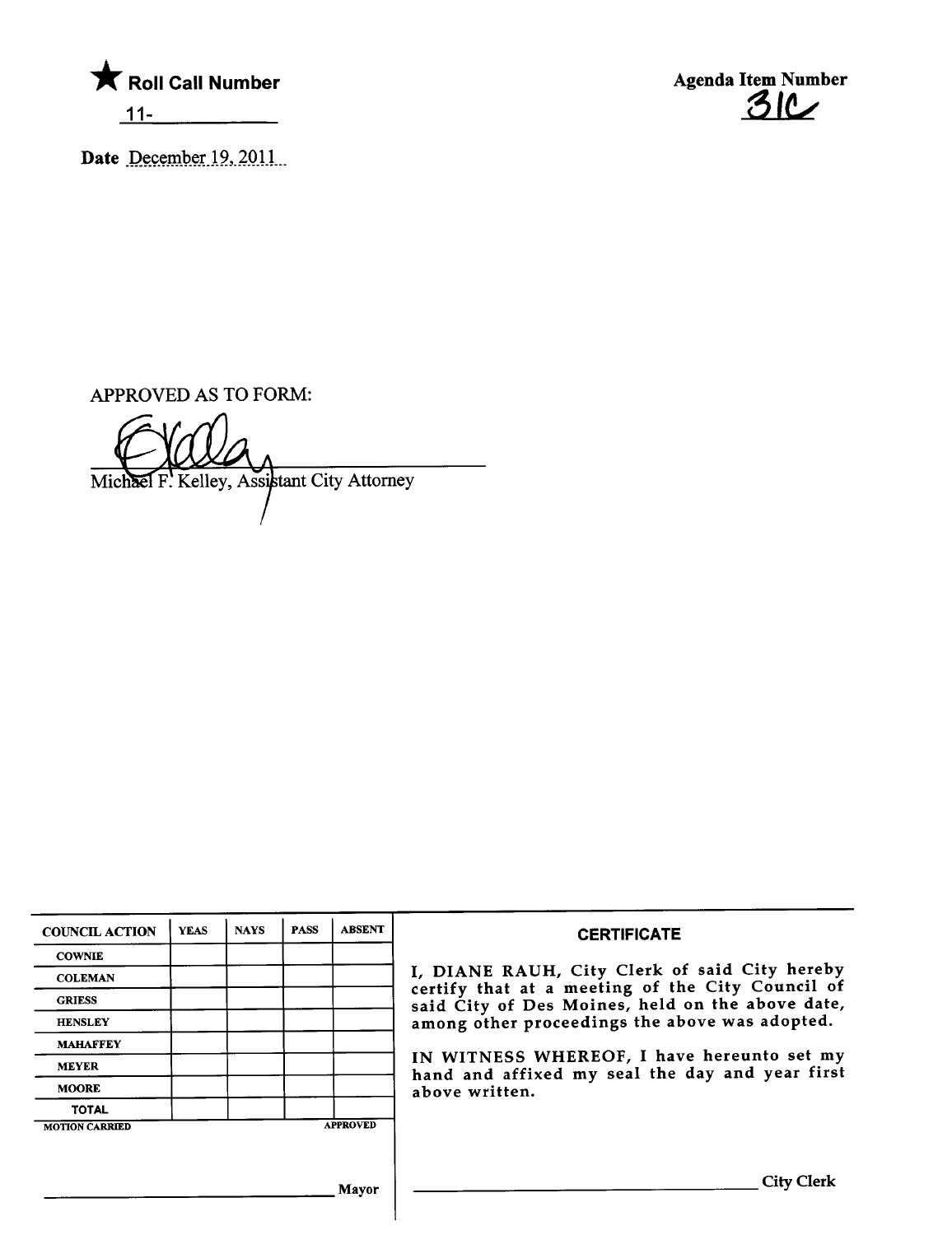★ **Roll Call Number**

11-

**Agenda Item Number**

31C

**Date** December 19, 2011

APPROVED AS TO FORM:

Michael F. Kelley, Assistant City Attorney

| COUNCIL ACTION | YEAS | NAYS | PASS | ABSENT |
|---|---|---|---|---|
| COWNIE | | | | |
| COLEMAN | | | | |
| GRIESS | | | | |
| HENSLEY | | | | |
| MAHAFFEY | | | | |
| MEYER | | | | |
| MOORE | | | | |
| TOTAL | | | | |
| MOTION CARRIED | | | | APPROVED |

_________________________ Mayor

**CERTIFICATE**

I, DIANE RAUH, City Clerk of said City hereby certify that at a meeting of the City Council of said City of Des Moines, held on the above date, among other proceedings the above was adopted.

IN WITNESS WHEREOF, I have hereunto set my hand and affixed my seal the day and year first above written.

_________________________ City Clerk